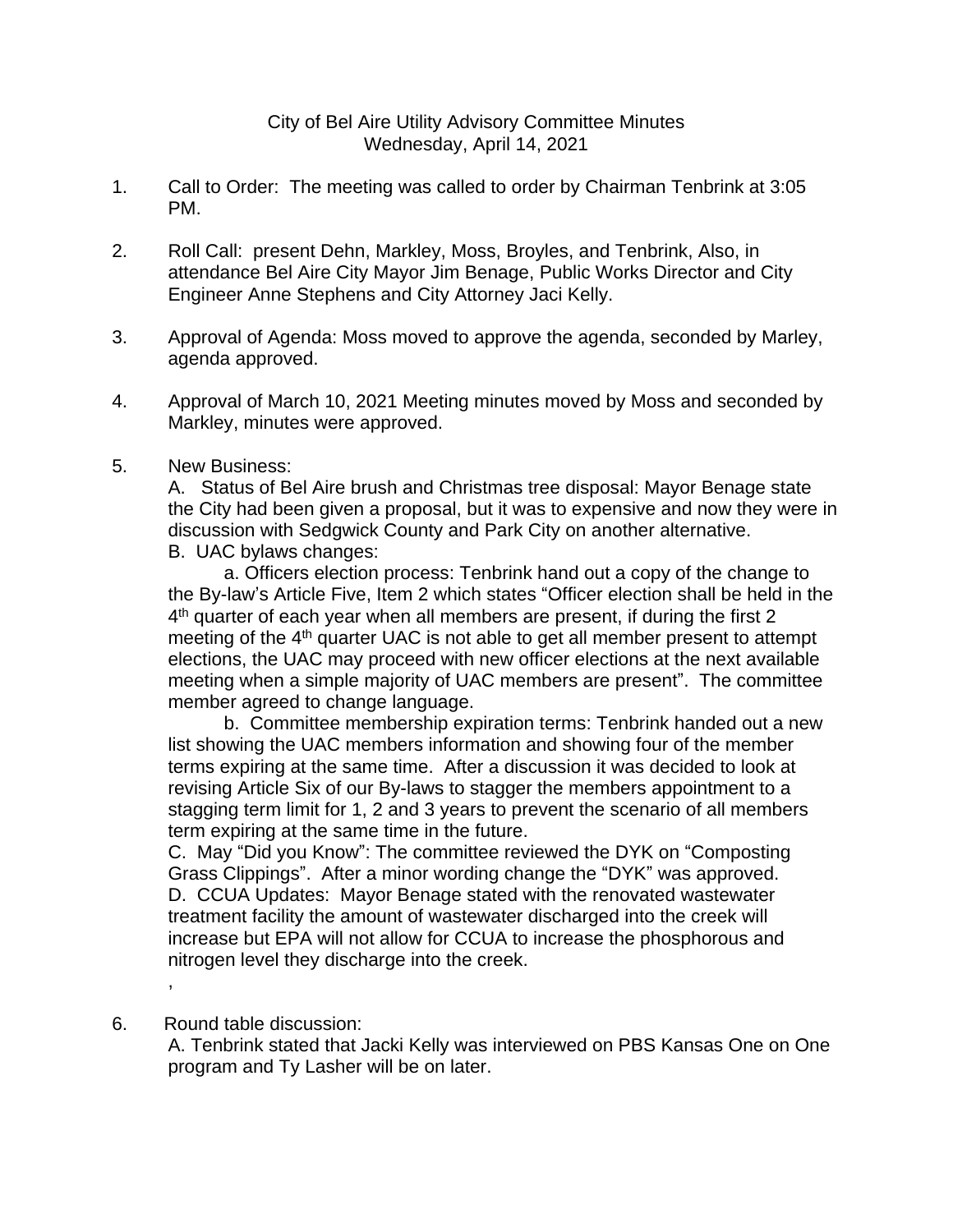City of Bel Aire Utility Advisory Committee Minutes
Wednesday, April 14, 2021

1. Call to Order: The meeting was called to order by Chairman Tenbrink at 3:05 PM.

2. Roll Call: present Dehn, Markley, Moss, Broyles, and Tenbrink, Also, in attendance Bel Aire City Mayor Jim Benage, Public Works Director and City Engineer Anne Stephens and City Attorney Jaci Kelly.

3. Approval of Agenda: Moss moved to approve the agenda, seconded by Marley, agenda approved.

4. Approval of March 10, 2021 Meeting minutes moved by Moss and seconded by Markley, minutes were approved.

5. New Business:
   A. Status of Bel Aire brush and Christmas tree disposal: Mayor Benage state the City had been given a proposal, but it was to expensive and now they were in discussion with Sedgwick County and Park City on another alternative.
   B. UAC bylaws changes:
      a. Officers election process: Tenbrink hand out a copy of the change to the By-law's Article Five, Item 2 which states "Officer election shall be held in the 4th quarter of each year when all members are present, if during the first 2 meeting of the 4th quarter UAC is not able to get all member present to attempt elections, the UAC may proceed with new officer elections at the next available meeting when a simple majority of UAC members are present". The committee member agreed to change language.
      b. Committee membership expiration terms: Tenbrink handed out a new list showing the UAC members information and showing four of the member terms expiring at the same time. After a discussion it was decided to look at revising Article Six of our By-laws to stagger the members appointment to a stagging term limit for 1, 2 and 3 years to prevent the scenario of all members term expiring at the same time in the future.
   C. May "Did you Know": The committee reviewed the DYK on "Composting Grass Clippings". After a minor wording change the "DYK" was approved.
   D. CCUA Updates: Mayor Benage stated with the renovated wastewater treatment facility the amount of wastewater discharged into the creek will increase but EPA will not allow for CCUA to increase the phosphorous and nitrogen level they discharge into the creek.
   ,

6. Round table discussion:
   A. Tenbrink stated that Jacki Kelly was interviewed on PBS Kansas One on One program and Ty Lasher will be on later.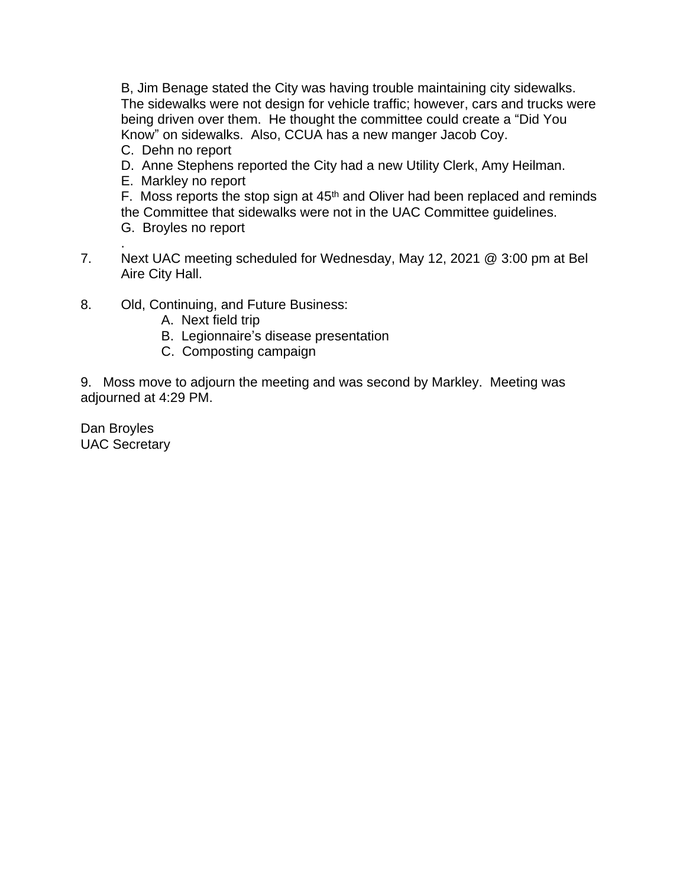B, Jim Benage stated the City was having trouble maintaining city sidewalks. The sidewalks were not design for vehicle traffic; however, cars and trucks were being driven over them. He thought the committee could create a "Did You Know" on sidewalks. Also, CCUA has a new manger Jacob Coy.

C. Dehn no report

D. Anne Stephens reported the City had a new Utility Clerk, Amy Heilman.

E. Markley no report

F. Moss reports the stop sign at 45th and Oliver had been replaced and reminds the Committee that sidewalks were not in the UAC Committee guidelines.

G. Broyles no report

.

7. Next UAC meeting scheduled for Wednesday, May 12, 2021 @ 3:00 pm at Bel Aire City Hall.

8. Old, Continuing, and Future Business:
   - A. Next field trip
   - B. Legionnaire's disease presentation
   - C. Composting campaign

9. Moss move to adjourn the meeting and was second by Markley. Meeting was adjourned at 4:29 PM.

Dan Broyles
UAC Secretary